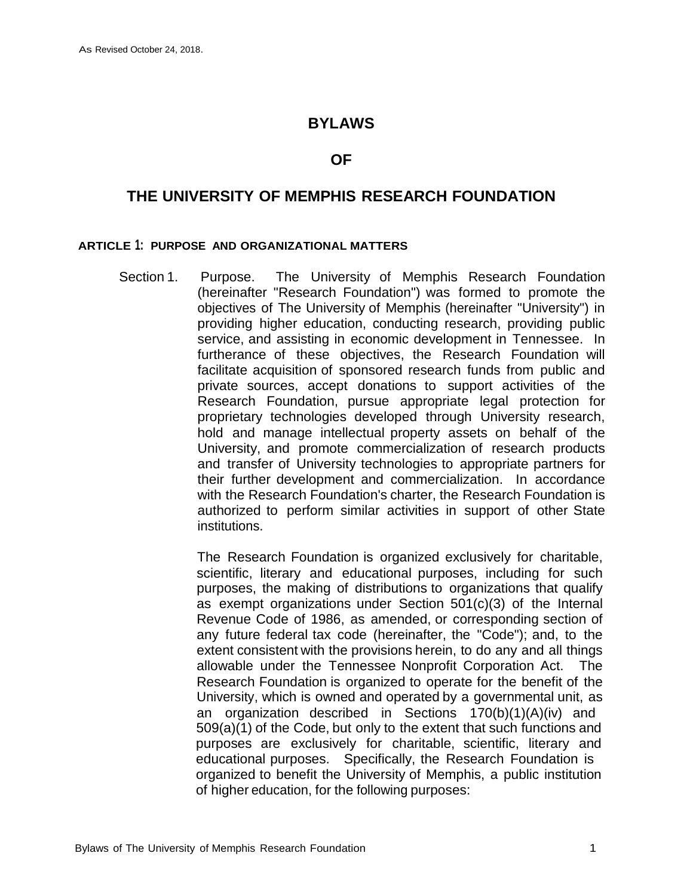As Revised October 24, 2018.

# BYLAWS

# OF

# THE UNIVERSITY OF MEMPHIS RESEARCH FOUNDATION

## ARTICLE 1: PURPOSE AND ORGANIZATIONAL MATTERS

Section 1. Purpose. The University of Memphis Research Foundation (hereinafter "Research Foundation") was formed to promote the objectives of The University of Memphis (hereinafter "University") in providing higher education, conducting research, providing public service, and assisting in economic development in Tennessee. In furtherance of these objectives, the Research Foundation will facilitate acquisition of sponsored research funds from public and private sources, accept donations to support activities of the Research Foundation, pursue appropriate legal protection for proprietary technologies developed through University research, hold and manage intellectual property assets on behalf of the University, and promote commercialization of research products and transfer of University technologies to appropriate partners for their further development and commercialization. In accordance with the Research Foundation's charter, the Research Foundation is authorized to perform similar activities in support of other State institutions.

The Research Foundation is organized exclusively for charitable, scientific, literary and educational purposes, including for such purposes, the making of distributions to organizations that qualify as exempt organizations under Section 501(c)(3) of the Internal Revenue Code of 1986, as amended, or corresponding section of any future federal tax code (hereinafter, the "Code"); and, to the extent consistent with the provisions herein, to do any and all things allowable under the Tennessee Nonprofit Corporation Act. The Research Foundation is organized to operate for the benefit of the University, which is owned and operated by a governmental unit, as an organization described in Sections 170(b)(1)(A)(iv) and 509(a)(1) of the Code, but only to the extent that such functions and purposes are exclusively for charitable, scientific, literary and educational purposes. Specifically, the Research Foundation is organized to benefit the University of Memphis, a public institution of higher education, for the following purposes: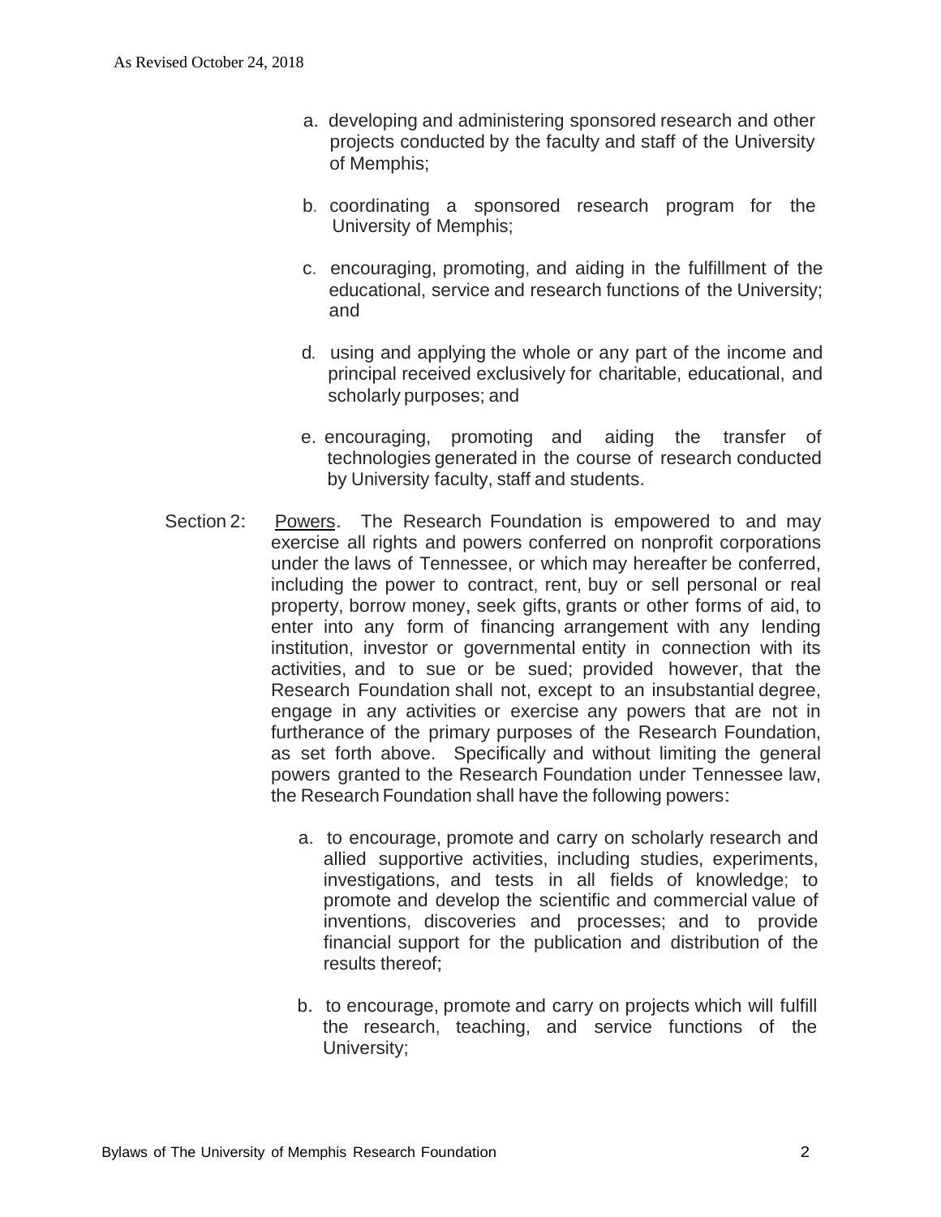a. developing and administering sponsored research and other projects conducted by the faculty and staff of the University of Memphis;

b. coordinating a sponsored research program for the University of Memphis;

c. encouraging, promoting, and aiding in the fulfillment of the educational, service and research functions of the University; and

d. using and applying the whole or any part of the income and principal received exclusively for charitable, educational, and scholarly purposes; and

e. encouraging, promoting and aiding the transfer of technologies generated in the course of research conducted by University faculty, staff and students.

Section 2: Powers. The Research Foundation is empowered to and may exercise all rights and powers conferred on nonprofit corporations under the laws of Tennessee, or which may hereafter be conferred, including the power to contract, rent, buy or sell personal or real property, borrow money, seek gifts, grants or other forms of aid, to enter into any form of financing arrangement with any lending institution, investor or governmental entity in connection with its activities, and to sue or be sued; provided however, that the Research Foundation shall not, except to an insubstantial degree, engage in any activities or exercise any powers that are not in furtherance of the primary purposes of the Research Foundation, as set forth above. Specifically and without limiting the general powers granted to the Research Foundation under Tennessee law, the Research Foundation shall have the following powers:

a. to encourage, promote and carry on scholarly research and allied supportive activities, including studies, experiments, investigations, and tests in all fields of knowledge; to promote and develop the scientific and commercial value of inventions, discoveries and processes; and to provide financial support for the publication and distribution of the results thereof;

b. to encourage, promote and carry on projects which will fulfill the research, teaching, and service functions of the University;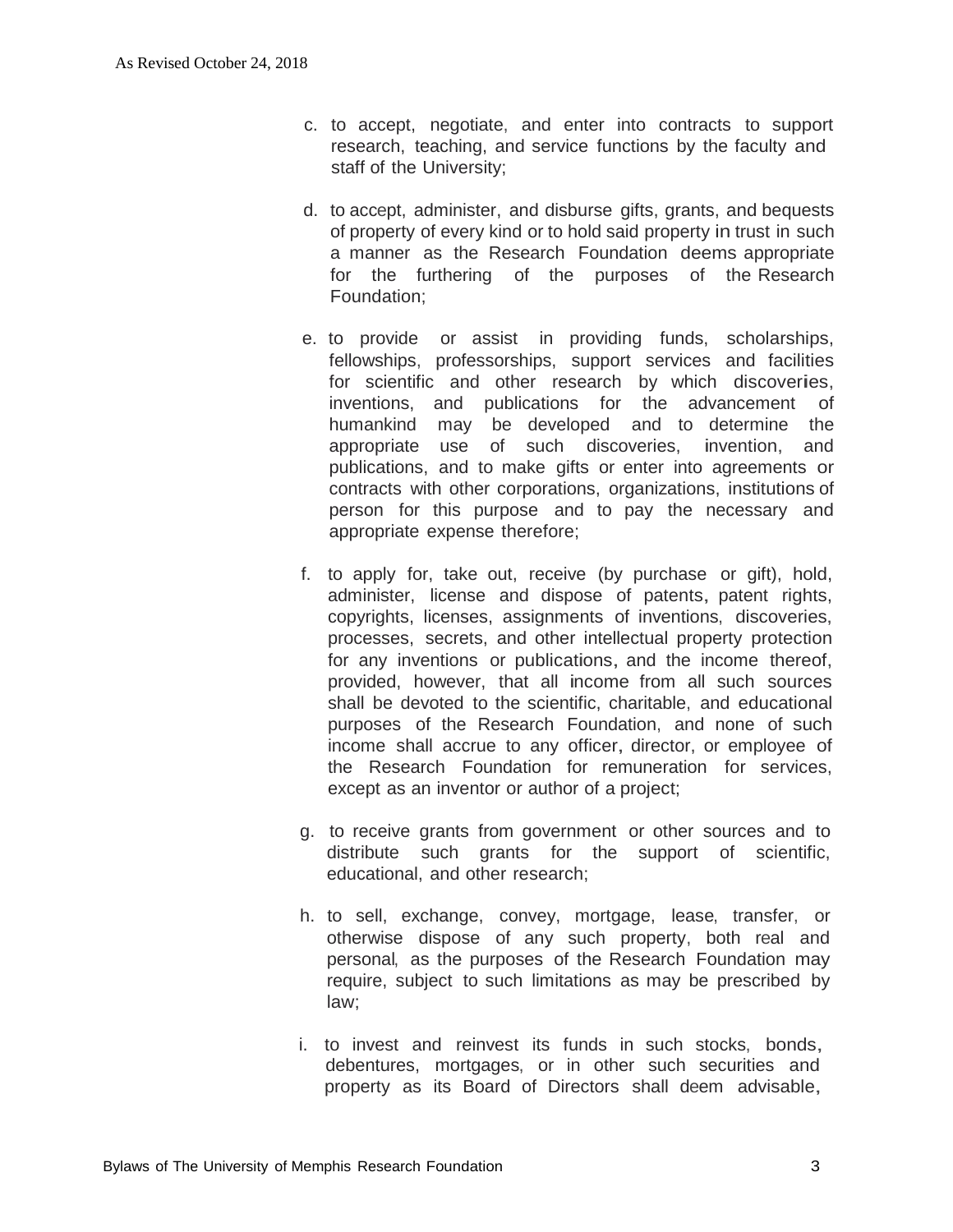c. to accept, negotiate, and enter into contracts to support research, teaching, and service functions by the faculty and staff of the University;

d. to accept, administer, and disburse gifts, grants, and bequests of property of every kind or to hold said property in trust in such a manner as the Research Foundation deems appropriate for the furthering of the purposes of the Research Foundation;

e. to provide or assist in providing funds, scholarships, fellowships, professorships, support services and facilities for scientific and other research by which discoveries, inventions, and publications for the advancement of humankind may be developed and to determine the appropriate use of such discoveries, invention, and publications, and to make gifts or enter into agreements or contracts with other corporations, organizations, institutions of person for this purpose and to pay the necessary and appropriate expense therefore;

f. to apply for, take out, receive (by purchase or gift), hold, administer, license and dispose of patents, patent rights, copyrights, licenses, assignments of inventions, discoveries, processes, secrets, and other intellectual property protection for any inventions or publications, and the income thereof, provided, however, that all income from all such sources shall be devoted to the scientific, charitable, and educational purposes of the Research Foundation, and none of such income shall accrue to any officer, director, or employee of the Research Foundation for remuneration for services, except as an inventor or author of a project;

g. to receive grants from government or other sources and to distribute such grants for the support of scientific, educational, and other research;

h. to sell, exchange, convey, mortgage, lease, transfer, or otherwise dispose of any such property, both real and personal, as the purposes of the Research Foundation may require, subject to such limitations as may be prescribed by law;

i. to invest and reinvest its funds in such stocks, bonds, debentures, mortgages, or in other such securities and property as its Board of Directors shall deem advisable,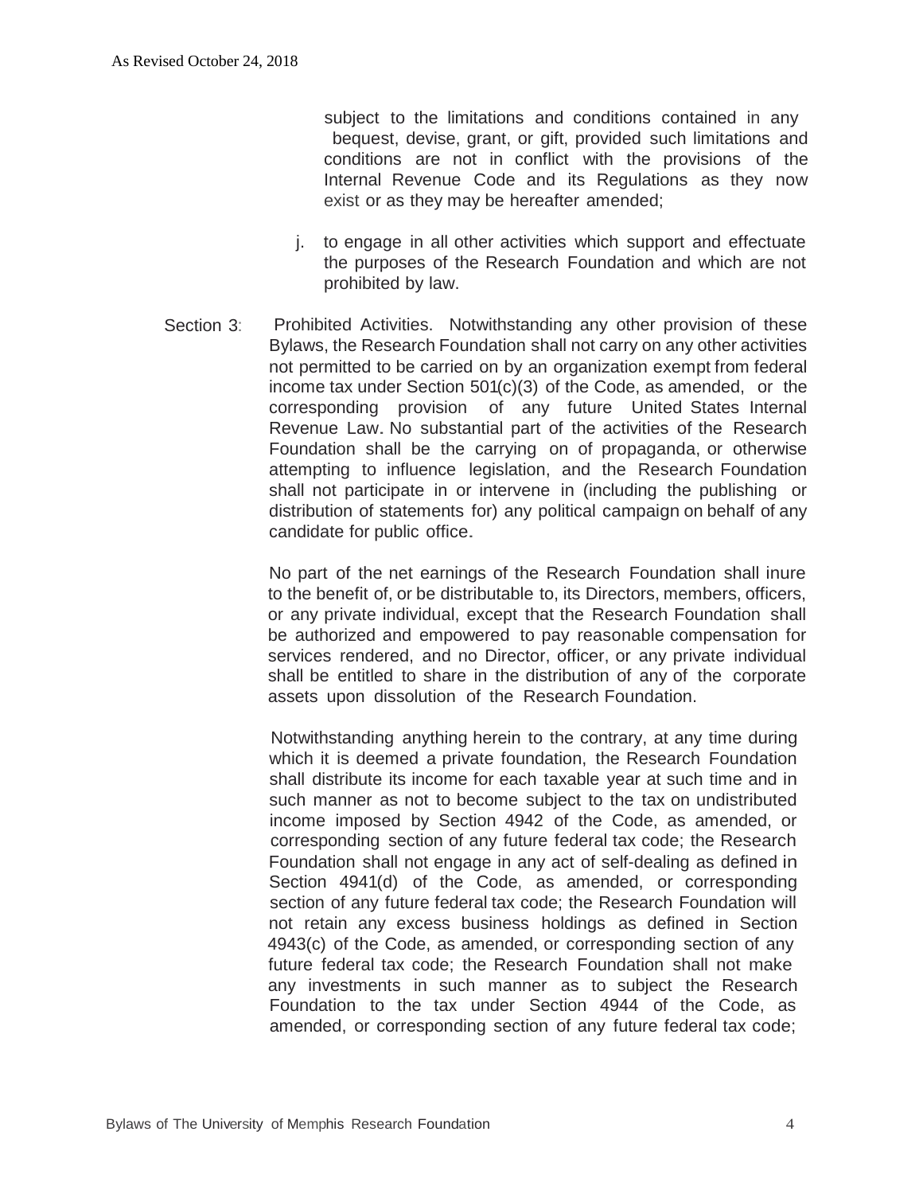subject to the limitations and conditions contained in any bequest, devise, grant, or gift, provided such limitations and conditions are not in conflict with the provisions of the Internal Revenue Code and its Regulations as they now exist or as they may be hereafter amended;

j. to engage in all other activities which support and effectuate the purposes of the Research Foundation and which are not prohibited by law.

Section 3: Prohibited Activities. Notwithstanding any other provision of these Bylaws, the Research Foundation shall not carry on any other activities not permitted to be carried on by an organization exempt from federal income tax under Section 501(c)(3) of the Code, as amended, or the corresponding provision of any future United States Internal Revenue Law. No substantial part of the activities of the Research Foundation shall be the carrying on of propaganda, or otherwise attempting to influence legislation, and the Research Foundation shall not participate in or intervene in (including the publishing or distribution of statements for) any political campaign on behalf of any candidate for public office.

No part of the net earnings of the Research Foundation shall inure to the benefit of, or be distributable to, its Directors, members, officers, or any private individual, except that the Research Foundation shall be authorized and empowered to pay reasonable compensation for services rendered, and no Director, officer, or any private individual shall be entitled to share in the distribution of any of the corporate assets upon dissolution of the Research Foundation.

Notwithstanding anything herein to the contrary, at any time during which it is deemed a private foundation, the Research Foundation shall distribute its income for each taxable year at such time and in such manner as not to become subject to the tax on undistributed income imposed by Section 4942 of the Code, as amended, or corresponding section of any future federal tax code; the Research Foundation shall not engage in any act of self-dealing as defined in Section 4941(d) of the Code, as amended, or corresponding section of any future federal tax code; the Research Foundation will not retain any excess business holdings as defined in Section 4943(c) of the Code, as amended, or corresponding section of any future federal tax code; the Research Foundation shall not make any investments in such manner as to subject the Research Foundation to the tax under Section 4944 of the Code, as amended, or corresponding section of any future federal tax code;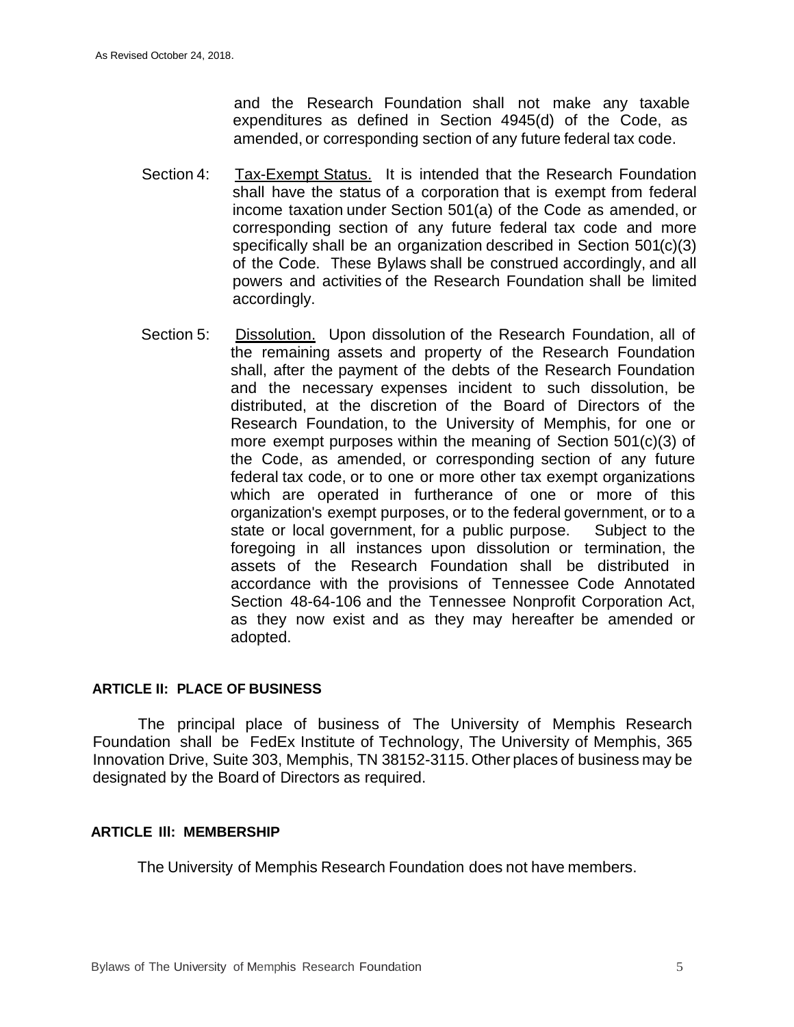and the Research Foundation shall not make any taxable expenditures as defined in Section 4945(d) of the Code, as amended, or corresponding section of any future federal tax code.

Section 4: <u>Tax-Exempt Status.</u> It is intended that the Research Foundation shall have the status of a corporation that is exempt from federal income taxation under Section 501(a) of the Code as amended, or corresponding section of any future federal tax code and more specifically shall be an organization described in Section 501(c)(3) of the Code. These Bylaws shall be construed accordingly, and all powers and activities of the Research Foundation shall be limited accordingly.

Section 5: <u>Dissolution.</u> Upon dissolution of the Research Foundation, all of the remaining assets and property of the Research Foundation shall, after the payment of the debts of the Research Foundation and the necessary expenses incident to such dissolution, be distributed, at the discretion of the Board of Directors of the Research Foundation, to the University of Memphis, for one or more exempt purposes within the meaning of Section 501(c)(3) of the Code, as amended, or corresponding section of any future federal tax code, or to one or more other tax exempt organizations which are operated in furtherance of one or more of this organization's exempt purposes, or to the federal government, or to a state or local government, for a public purpose. Subject to the foregoing in all instances upon dissolution or termination, the assets of the Research Foundation shall be distributed in accordance with the provisions of Tennessee Code Annotated Section 48-64-106 and the Tennessee Nonprofit Corporation Act, as they now exist and as they may hereafter be amended or adopted.

## ARTICLE II: PLACE OF BUSINESS

The principal place of business of The University of Memphis Research Foundation shall be FedEx Institute of Technology, The University of Memphis, 365 Innovation Drive, Suite 303, Memphis, TN 38152-3115. Other places of business may be designated by the Board of Directors as required.

## ARTICLE III: MEMBERSHIP

The University of Memphis Research Foundation does not have members.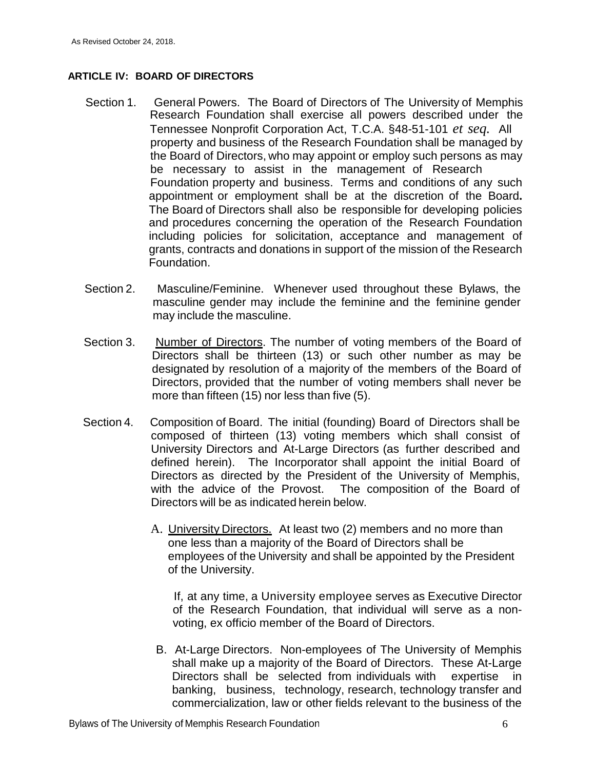## ARTICLE IV: BOARD OF DIRECTORS

Section 1. General Powers. The Board of Directors of The University of Memphis Research Foundation shall exercise all powers described under the Tennessee Nonprofit Corporation Act, T.C.A. §48-51-101 *et seq.* All property and business of the Research Foundation shall be managed by the Board of Directors, who may appoint or employ such persons as may be necessary to assist in the management of Research Foundation property and business. Terms and conditions of any such appointment or employment shall be at the discretion of the Board**.** The Board of Directors shall also be responsible for developing policies and procedures concerning the operation of the Research Foundation including policies for solicitation, acceptance and management of grants, contracts and donations in support of the mission of the Research Foundation.

Section 2. Masculine/Feminine. Whenever used throughout these Bylaws, the masculine gender may include the feminine and the feminine gender may include the masculine.

Section 3. <u>Number of Directors</u>. The number of voting members of the Board of Directors shall be thirteen (13) or such other number as may be designated by resolution of a majority of the members of the Board of Directors, provided that the number of voting members shall never be more than fifteen (15) nor less than five (5).

Section 4. Composition of Board. The initial (founding) Board of Directors shall be composed of thirteen (13) voting members which shall consist of University Directors and At-Large Directors (as further described and defined herein). The Incorporator shall appoint the initial Board of Directors as directed by the President of the University of Memphis, with the advice of the Provost. The composition of the Board of Directors will be as indicated herein below.

A. <u>University Directors.</u> At least two (2) members and no more than one less than a majority of the Board of Directors shall be employees of the University and shall be appointed by the President of the University.

If, at any time, a University employee serves as Executive Director of the Research Foundation, that individual will serve as a non-voting, ex officio member of the Board of Directors.

B. At-Large Directors. Non-employees of The University of Memphis shall make up a majority of the Board of Directors. These At-Large Directors shall be selected from individuals with expertise in banking, business, technology, research, technology transfer and commercialization, law or other fields relevant to the business of the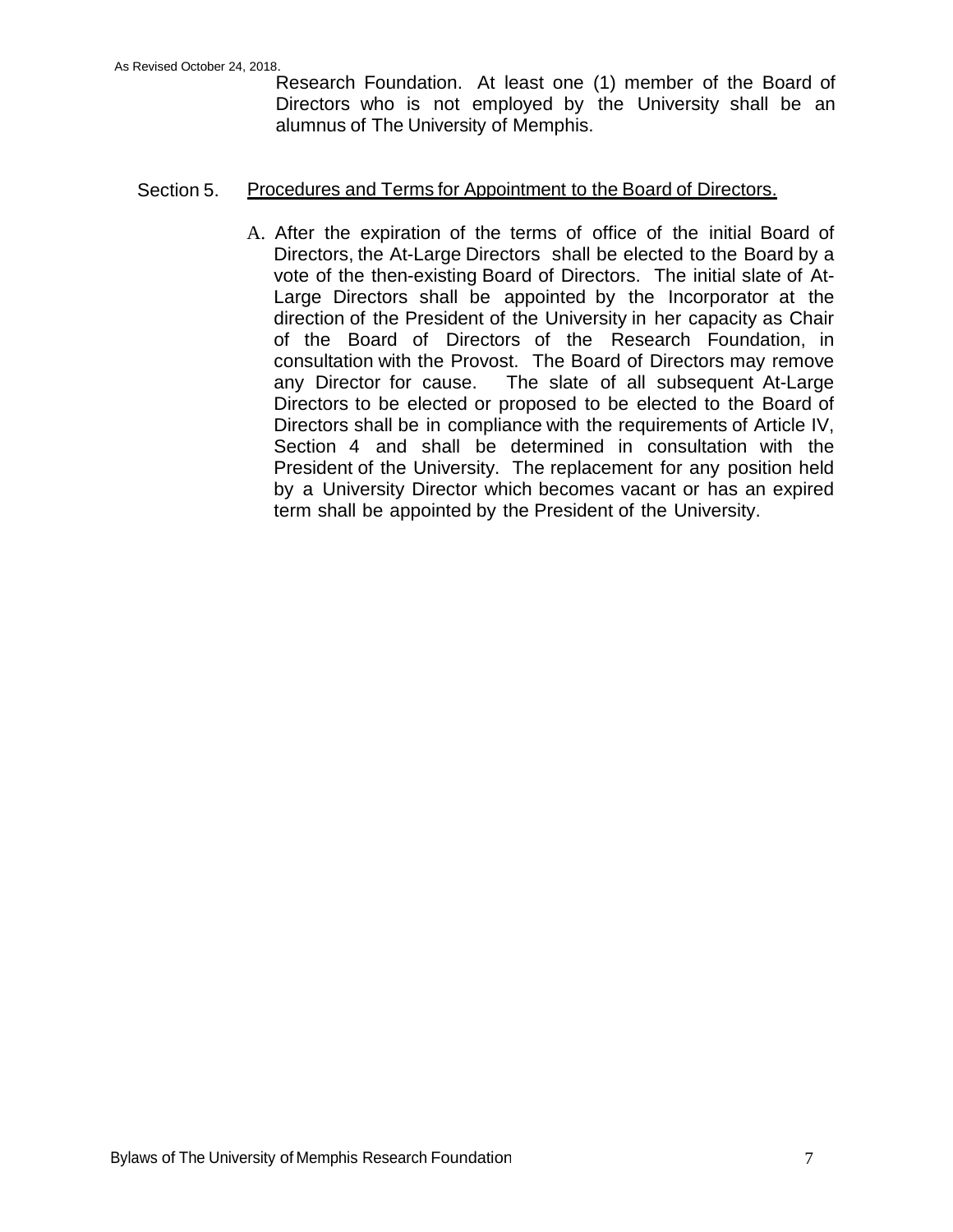Research Foundation. At least one (1) member of the Board of Directors who is not employed by the University shall be an alumnus of The University of Memphis.

Section 5. Procedures and Terms for Appointment to the Board of Directors.

A. After the expiration of the terms of office of the initial Board of Directors, the At-Large Directors shall be elected to the Board by a vote of the then-existing Board of Directors. The initial slate of At-Large Directors shall be appointed by the Incorporator at the direction of the President of the University in her capacity as Chair of the Board of Directors of the Research Foundation, in consultation with the Provost. The Board of Directors may remove any Director for cause. The slate of all subsequent At-Large Directors to be elected or proposed to be elected to the Board of Directors shall be in compliance with the requirements of Article IV, Section 4 and shall be determined in consultation with the President of the University. The replacement for any position held by a University Director which becomes vacant or has an expired term shall be appointed by the President of the University.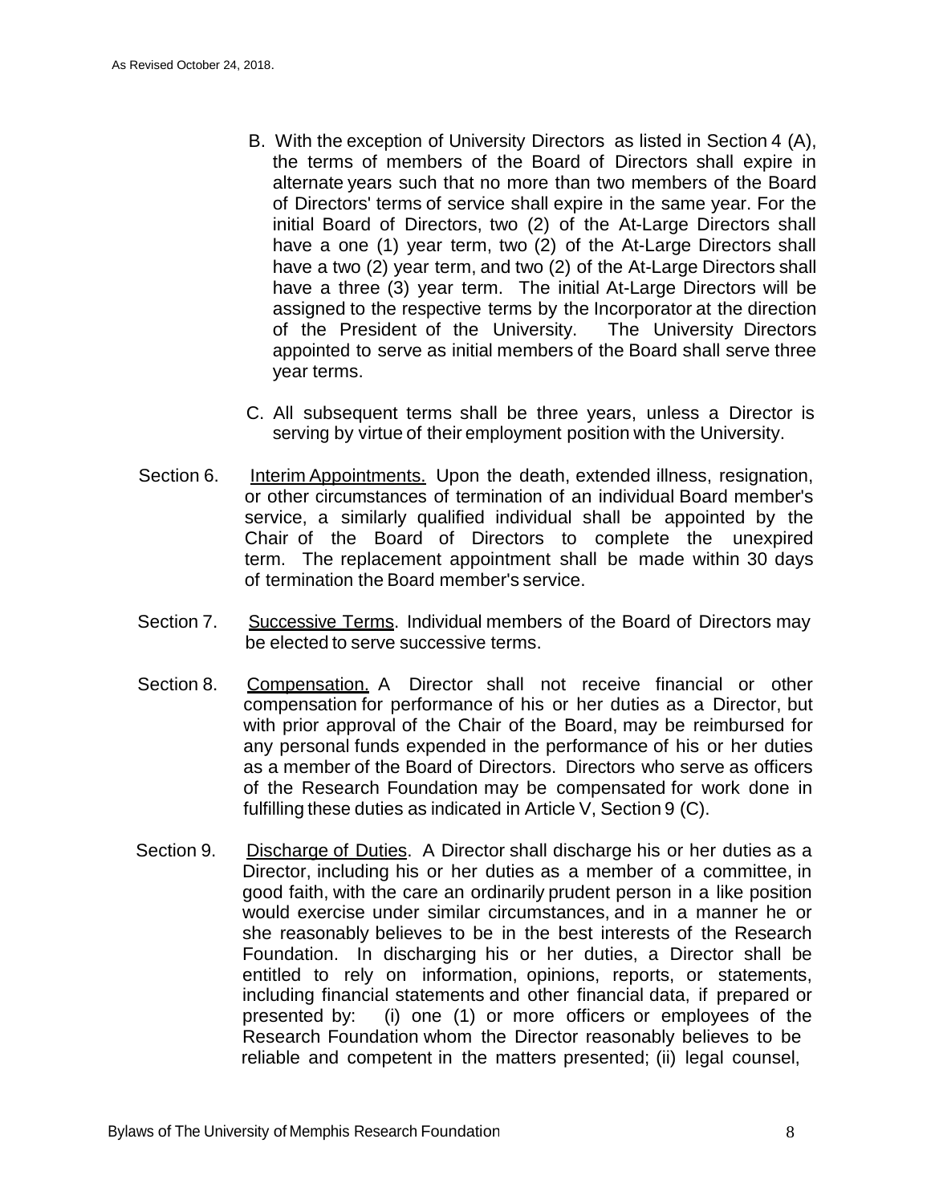B. With the exception of University Directors as listed in Section 4 (A), the terms of members of the Board of Directors shall expire in alternate years such that no more than two members of the Board of Directors' terms of service shall expire in the same year. For the initial Board of Directors, two (2) of the At-Large Directors shall have a one (1) year term, two (2) of the At-Large Directors shall have a two (2) year term, and two (2) of the At-Large Directors shall have a three (3) year term. The initial At-Large Directors will be assigned to the respective terms by the Incorporator at the direction of the President of the University. The University Directors appointed to serve as initial members of the Board shall serve three year terms.

C. All subsequent terms shall be three years, unless a Director is serving by virtue of their employment position with the University.

Section 6. Interim Appointments. Upon the death, extended illness, resignation, or other circumstances of termination of an individual Board member's service, a similarly qualified individual shall be appointed by the Chair of the Board of Directors to complete the unexpired term. The replacement appointment shall be made within 30 days of termination the Board member's service.

Section 7. Successive Terms. Individual members of the Board of Directors may be elected to serve successive terms.

Section 8. Compensation. A Director shall not receive financial or other compensation for performance of his or her duties as a Director, but with prior approval of the Chair of the Board, may be reimbursed for any personal funds expended in the performance of his or her duties as a member of the Board of Directors. Directors who serve as officers of the Research Foundation may be compensated for work done in fulfilling these duties as indicated in Article V, Section 9 (C).

Section 9. Discharge of Duties. A Director shall discharge his or her duties as a Director, including his or her duties as a member of a committee, in good faith, with the care an ordinarily prudent person in a like position would exercise under similar circumstances, and in a manner he or she reasonably believes to be in the best interests of the Research Foundation. In discharging his or her duties, a Director shall be entitled to rely on information, opinions, reports, or statements, including financial statements and other financial data, if prepared or presented by: (i) one (1) or more officers or employees of the Research Foundation whom the Director reasonably believes to be reliable and competent in the matters presented; (ii) legal counsel,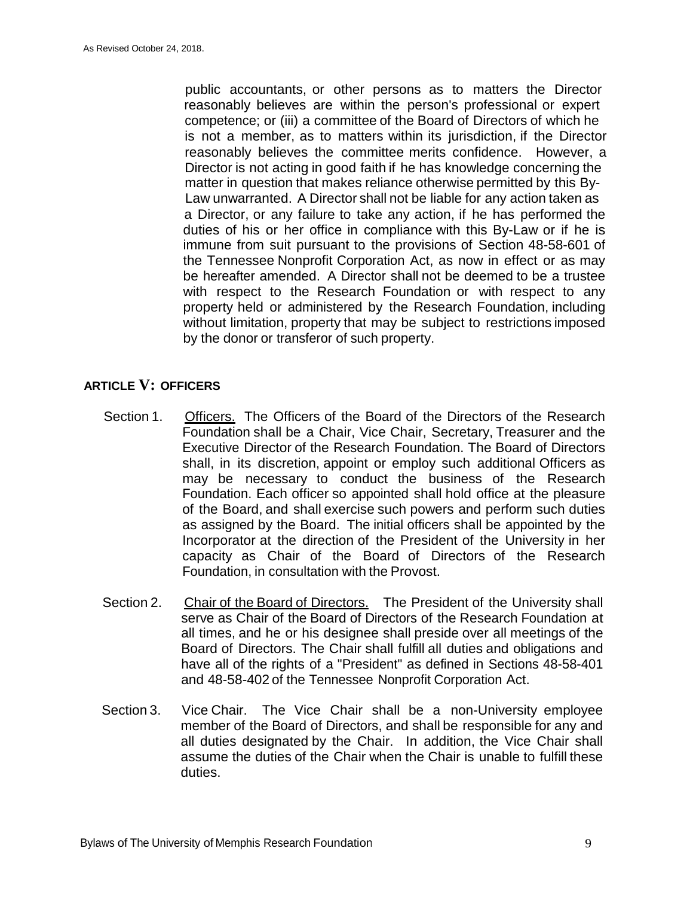public accountants, or other persons as to matters the Director reasonably believes are within the person's professional or expert competence; or (iii) a committee of the Board of Directors of which he is not a member, as to matters within its jurisdiction, if the Director reasonably believes the committee merits confidence. However, a Director is not acting in good faith if he has knowledge concerning the matter in question that makes reliance otherwise permitted by this By-Law unwarranted. A Director shall not be liable for any action taken as a Director, or any failure to take any action, if he has performed the duties of his or her office in compliance with this By-Law or if he is immune from suit pursuant to the provisions of Section 48-58-601 of the Tennessee Nonprofit Corporation Act, as now in effect or as may be hereafter amended. A Director shall not be deemed to be a trustee with respect to the Research Foundation or with respect to any property held or administered by the Research Foundation, including without limitation, property that may be subject to restrictions imposed by the donor or transferor of such property.

## ARTICLE V: OFFICERS

Section 1. Officers. The Officers of the Board of the Directors of the Research Foundation shall be a Chair, Vice Chair, Secretary, Treasurer and the Executive Director of the Research Foundation. The Board of Directors shall, in its discretion, appoint or employ such additional Officers as may be necessary to conduct the business of the Research Foundation. Each officer so appointed shall hold office at the pleasure of the Board, and shall exercise such powers and perform such duties as assigned by the Board. The initial officers shall be appointed by the Incorporator at the direction of the President of the University in her capacity as Chair of the Board of Directors of the Research Foundation, in consultation with the Provost.

Section 2. Chair of the Board of Directors. The President of the University shall serve as Chair of the Board of Directors of the Research Foundation at all times, and he or his designee shall preside over all meetings of the Board of Directors. The Chair shall fulfill all duties and obligations and have all of the rights of a "President" as defined in Sections 48-58-401 and 48-58-402 of the Tennessee Nonprofit Corporation Act.

Section 3. Vice Chair. The Vice Chair shall be a non-University employee member of the Board of Directors, and shall be responsible for any and all duties designated by the Chair. In addition, the Vice Chair shall assume the duties of the Chair when the Chair is unable to fulfill these duties.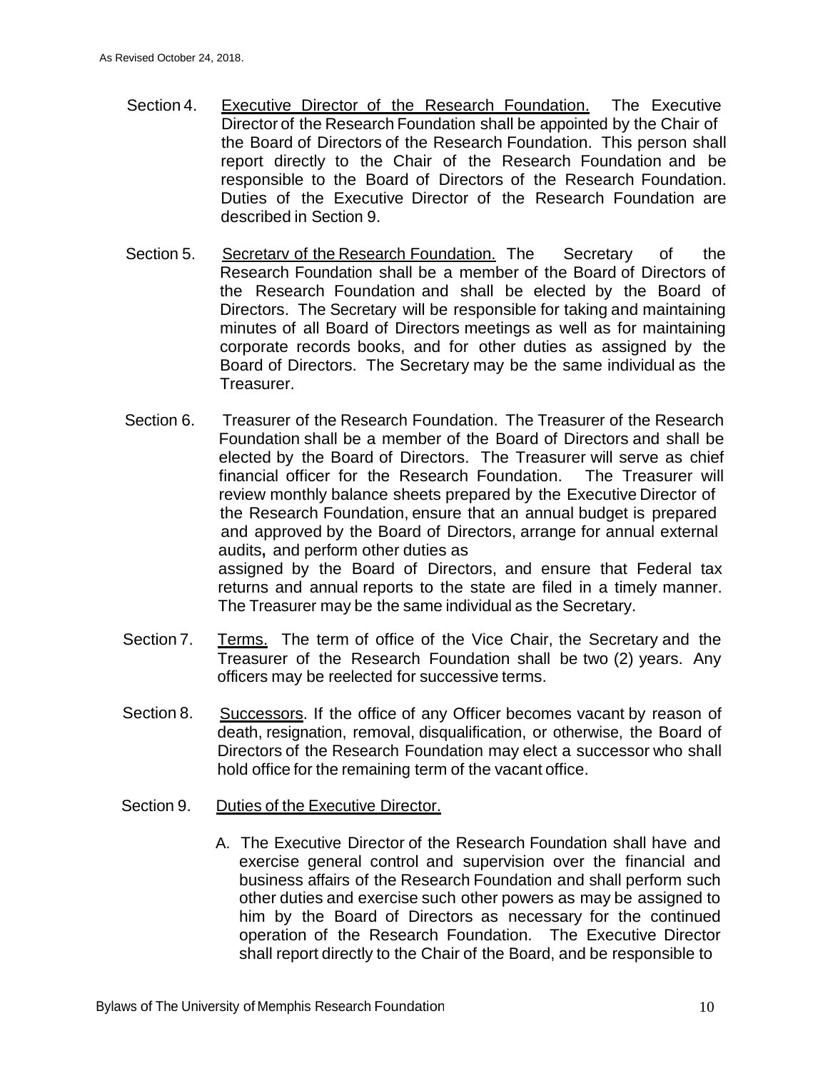Section 4. Executive Director of the Research Foundation. The Executive Director of the Research Foundation shall be appointed by the Chair of the Board of Directors of the Research Foundation. This person shall report directly to the Chair of the Research Foundation and be responsible to the Board of Directors of the Research Foundation. Duties of the Executive Director of the Research Foundation are described in Section 9.

Section 5. Secretarv of the Research Foundation. The Secretary of the Research Foundation shall be a member of the Board of Directors of the Research Foundation and shall be elected by the Board of Directors. The Secretary will be responsible for taking and maintaining minutes of all Board of Directors meetings as well as for maintaining corporate records books, and for other duties as assigned by the Board of Directors. The Secretary may be the same individual as the Treasurer.

Section 6. Treasurer of the Research Foundation. The Treasurer of the Research Foundation shall be a member of the Board of Directors and shall be elected by the Board of Directors. The Treasurer will serve as chief financial officer for the Research Foundation. The Treasurer will review monthly balance sheets prepared by the Executive Director of the Research Foundation, ensure that an annual budget is prepared and approved by the Board of Directors, arrange for annual external audits**,** and perform other duties as assigned by the Board of Directors, and ensure that Federal tax returns and annual reports to the state are filed in a timely manner. The Treasurer may be the same individual as the Secretary.

Section 7. Terms. The term of office of the Vice Chair, the Secretary and the Treasurer of the Research Foundation shall be two (2) years. Any officers may be reelected for successive terms.

Section 8. Successors. If the office of any Officer becomes vacant by reason of death, resignation, removal, disqualification, or otherwise, the Board of Directors of the Research Foundation may elect a successor who shall hold office for the remaining term of the vacant office.

Section 9. Duties of the Executive Director.

A. The Executive Director of the Research Foundation shall have and exercise general control and supervision over the financial and business affairs of the Research Foundation and shall perform such other duties and exercise such other powers as may be assigned to him by the Board of Directors as necessary for the continued operation of the Research Foundation. The Executive Director shall report directly to the Chair of the Board, and be responsible to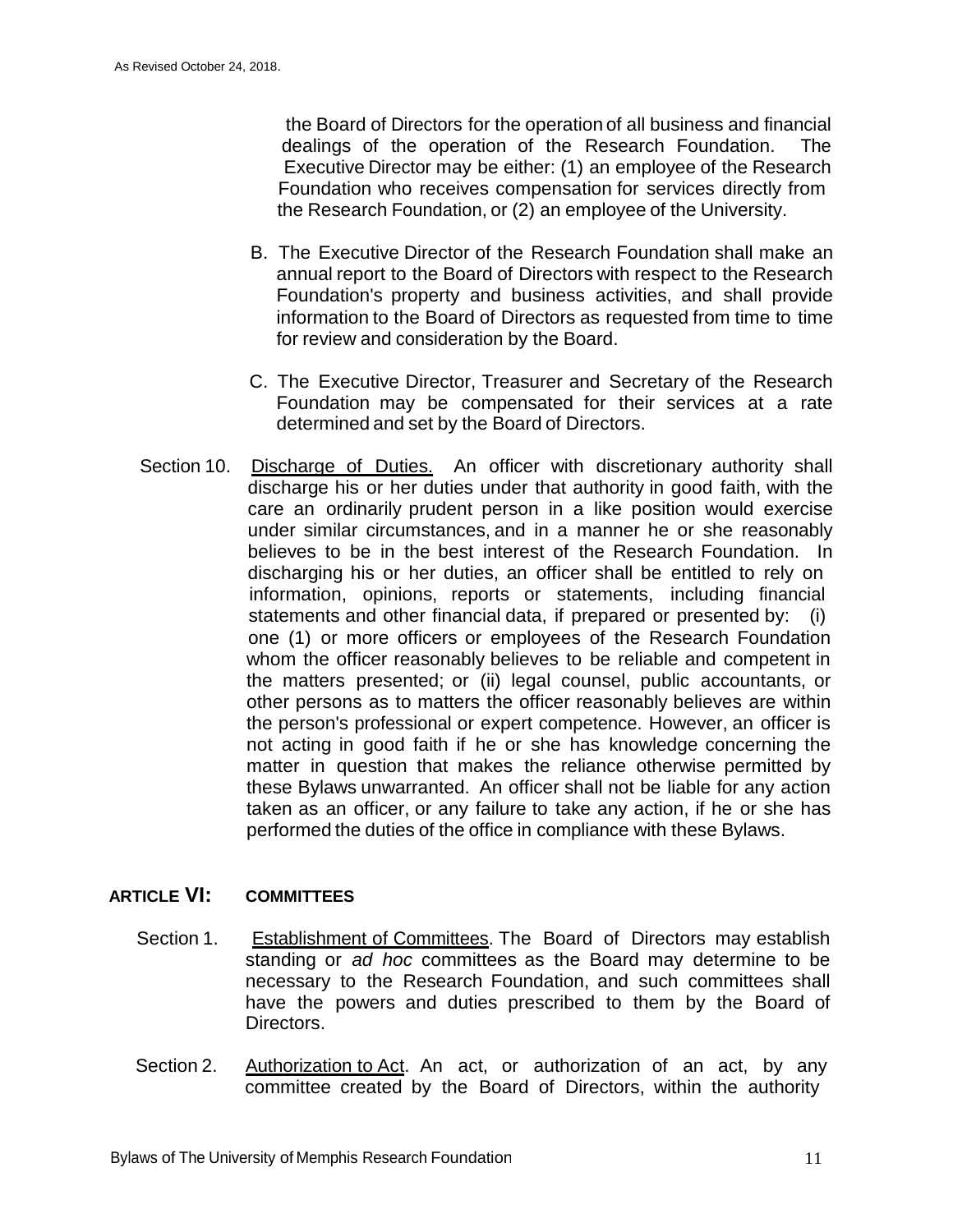the Board of Directors for the operation of all business and financial dealings of the operation of the Research Foundation. The Executive Director may be either: (1) an employee of the Research Foundation who receives compensation for services directly from the Research Foundation, or (2) an employee of the University.

B. The Executive Director of the Research Foundation shall make an annual report to the Board of Directors with respect to the Research Foundation's property and business activities, and shall provide information to the Board of Directors as requested from time to time for review and consideration by the Board.

C. The Executive Director, Treasurer and Secretary of the Research Foundation may be compensated for their services at a rate determined and set by the Board of Directors.

Section 10. Discharge of Duties. An officer with discretionary authority shall discharge his or her duties under that authority in good faith, with the care an ordinarily prudent person in a like position would exercise under similar circumstances, and in a manner he or she reasonably believes to be in the best interest of the Research Foundation. In discharging his or her duties, an officer shall be entitled to rely on information, opinions, reports or statements, including financial statements and other financial data, if prepared or presented by: (i) one (1) or more officers or employees of the Research Foundation whom the officer reasonably believes to be reliable and competent in the matters presented; or (ii) legal counsel, public accountants, or other persons as to matters the officer reasonably believes are within the person's professional or expert competence. However, an officer is not acting in good faith if he or she has knowledge concerning the matter in question that makes the reliance otherwise permitted by these Bylaws unwarranted. An officer shall not be liable for any action taken as an officer, or any failure to take any action, if he or she has performed the duties of the office in compliance with these Bylaws.

## ARTICLE VI: COMMITTEES

Section 1. Establishment of Committees. The Board of Directors may establish standing or *ad hoc* committees as the Board may determine to be necessary to the Research Foundation, and such committees shall have the powers and duties prescribed to them by the Board of Directors.

Section 2. Authorization to Act. An act, or authorization of an act, by any committee created by the Board of Directors, within the authority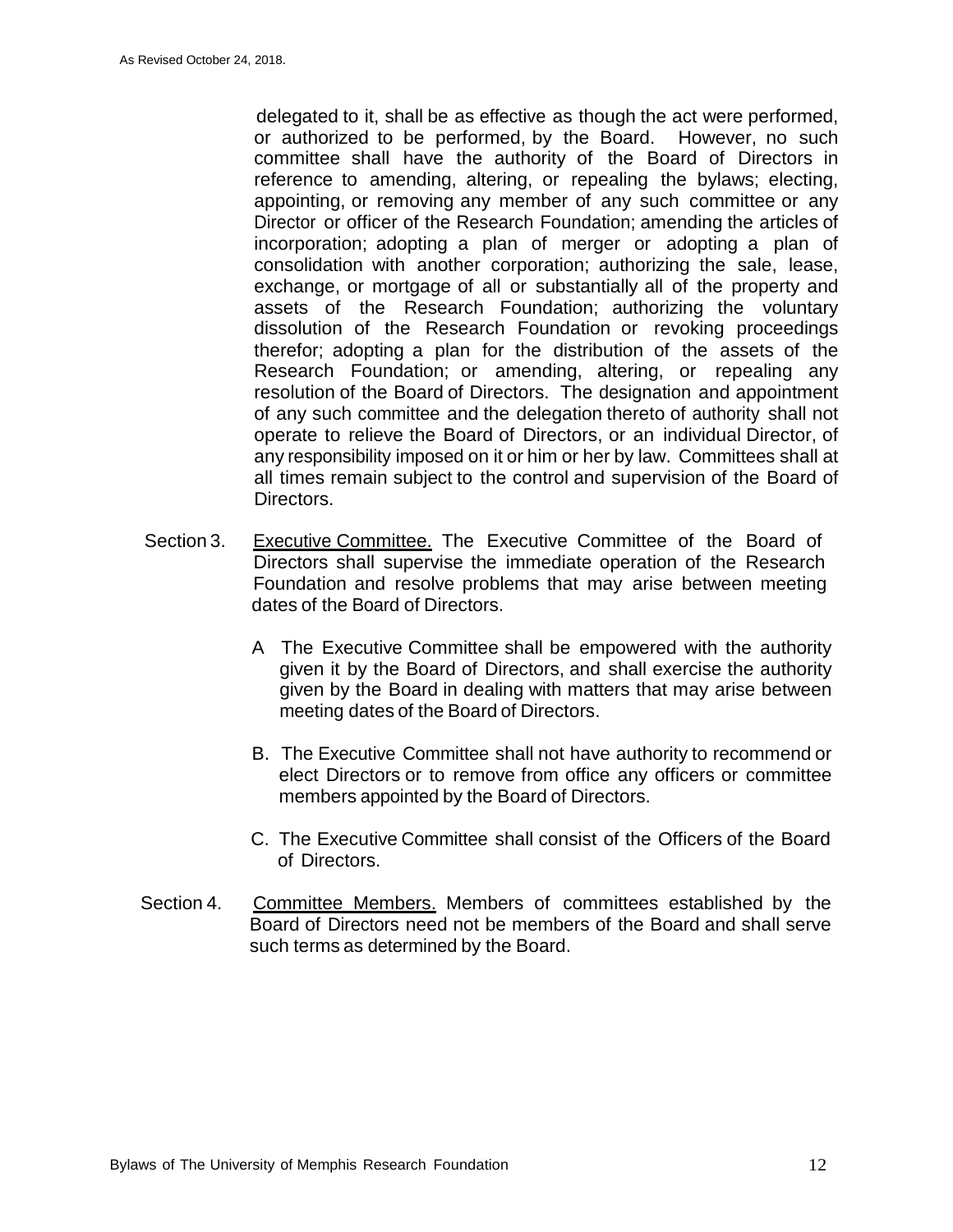delegated to it, shall be as effective as though the act were performed, or authorized to be performed, by the Board. However, no such committee shall have the authority of the Board of Directors in reference to amending, altering, or repealing the bylaws; electing, appointing, or removing any member of any such committee or any Director or officer of the Research Foundation; amending the articles of incorporation; adopting a plan of merger or adopting a plan of consolidation with another corporation; authorizing the sale, lease, exchange, or mortgage of all or substantially all of the property and assets of the Research Foundation; authorizing the voluntary dissolution of the Research Foundation or revoking proceedings therefor; adopting a plan for the distribution of the assets of the Research Foundation; or amending, altering, or repealing any resolution of the Board of Directors. The designation and appointment of any such committee and the delegation thereto of authority shall not operate to relieve the Board of Directors, or an individual Director, of any responsibility imposed on it or him or her by law. Committees shall at all times remain subject to the control and supervision of the Board of Directors.

Section 3. Executive Committee. The Executive Committee of the Board of Directors shall supervise the immediate operation of the Research Foundation and resolve problems that may arise between meeting dates of the Board of Directors.

A The Executive Committee shall be empowered with the authority given it by the Board of Directors, and shall exercise the authority given by the Board in dealing with matters that may arise between meeting dates of the Board of Directors.

B. The Executive Committee shall not have authority to recommend or elect Directors or to remove from office any officers or committee members appointed by the Board of Directors.

C. The Executive Committee shall consist of the Officers of the Board of Directors.

Section 4. Committee Members. Members of committees established by the Board of Directors need not be members of the Board and shall serve such terms as determined by the Board.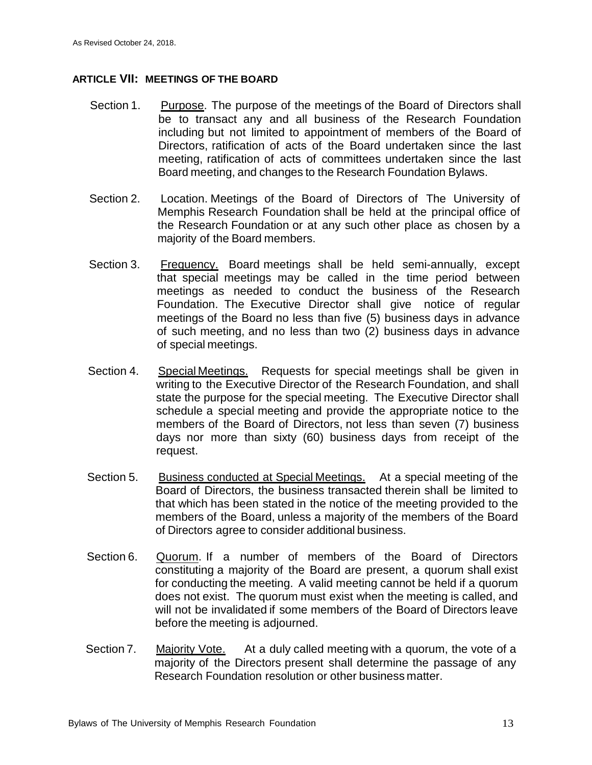## ARTICLE VII: MEETINGS OF THE BOARD

Section 1. Purpose. The purpose of the meetings of the Board of Directors shall be to transact any and all business of the Research Foundation including but not limited to appointment of members of the Board of Directors, ratification of acts of the Board undertaken since the last meeting, ratification of acts of committees undertaken since the last Board meeting, and changes to the Research Foundation Bylaws.

Section 2. Location. Meetings of the Board of Directors of The University of Memphis Research Foundation shall be held at the principal office of the Research Foundation or at any such other place as chosen by a majority of the Board members.

Section 3. Frequency. Board meetings shall be held semi-annually, except that special meetings may be called in the time period between meetings as needed to conduct the business of the Research Foundation. The Executive Director shall give notice of regular meetings of the Board no less than five (5) business days in advance of such meeting, and no less than two (2) business days in advance of special meetings.

Section 4. Special Meetings. Requests for special meetings shall be given in writing to the Executive Director of the Research Foundation, and shall state the purpose for the special meeting. The Executive Director shall schedule a special meeting and provide the appropriate notice to the members of the Board of Directors, not less than seven (7) business days nor more than sixty (60) business days from receipt of the request.

Section 5. Business conducted at Special Meetings. At a special meeting of the Board of Directors, the business transacted therein shall be limited to that which has been stated in the notice of the meeting provided to the members of the Board, unless a majority of the members of the Board of Directors agree to consider additional business.

Section 6. Quorum. If a number of members of the Board of Directors constituting a majority of the Board are present, a quorum shall exist for conducting the meeting. A valid meeting cannot be held if a quorum does not exist. The quorum must exist when the meeting is called, and will not be invalidated if some members of the Board of Directors leave before the meeting is adjourned.

Section 7. Majority Vote. At a duly called meeting with a quorum, the vote of a majority of the Directors present shall determine the passage of any Research Foundation resolution or other business matter.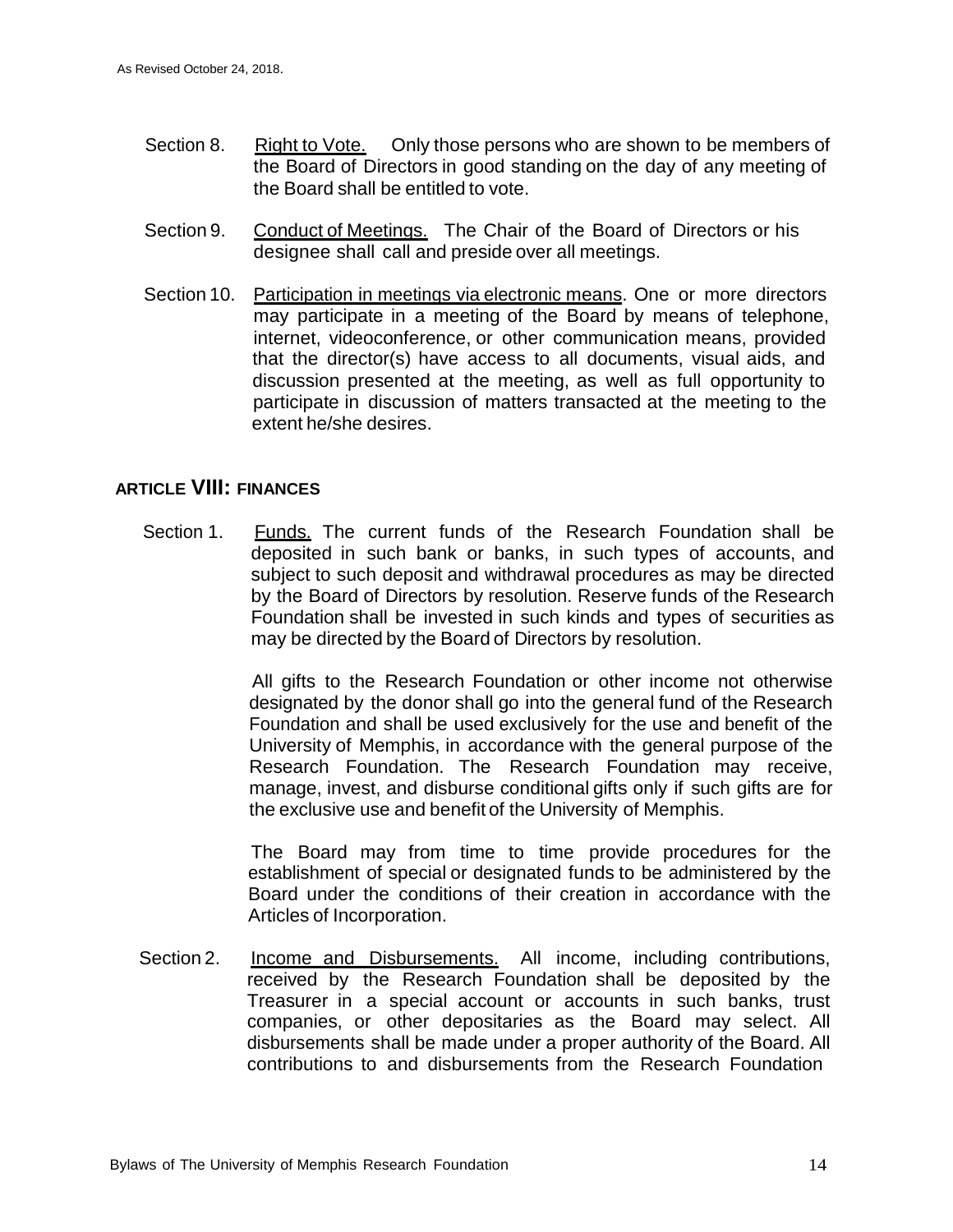Section 8. Right to Vote. Only those persons who are shown to be members of the Board of Directors in good standing on the day of any meeting of the Board shall be entitled to vote.

Section 9. Conduct of Meetings. The Chair of the Board of Directors or his designee shall call and preside over all meetings.

Section 10. Participation in meetings via electronic means. One or more directors may participate in a meeting of the Board by means of telephone, internet, videoconference, or other communication means, provided that the director(s) have access to all documents, visual aids, and discussion presented at the meeting, as well as full opportunity to participate in discussion of matters transacted at the meeting to the extent he/she desires.

## ARTICLE VIII: FINANCES

Section 1. Funds. The current funds of the Research Foundation shall be deposited in such bank or banks, in such types of accounts, and subject to such deposit and withdrawal procedures as may be directed by the Board of Directors by resolution. Reserve funds of the Research Foundation shall be invested in such kinds and types of securities as may be directed by the Board of Directors by resolution.

All gifts to the Research Foundation or other income not otherwise designated by the donor shall go into the general fund of the Research Foundation and shall be used exclusively for the use and benefit of the University of Memphis, in accordance with the general purpose of the Research Foundation. The Research Foundation may receive, manage, invest, and disburse conditional gifts only if such gifts are for the exclusive use and benefit of the University of Memphis.

The Board may from time to time provide procedures for the establishment of special or designated funds to be administered by the Board under the conditions of their creation in accordance with the Articles of Incorporation.

Section 2. Income and Disbursements. All income, including contributions, received by the Research Foundation shall be deposited by the Treasurer in a special account or accounts in such banks, trust companies, or other depositaries as the Board may select. All disbursements shall be made under a proper authority of the Board. All contributions to and disbursements from the Research Foundation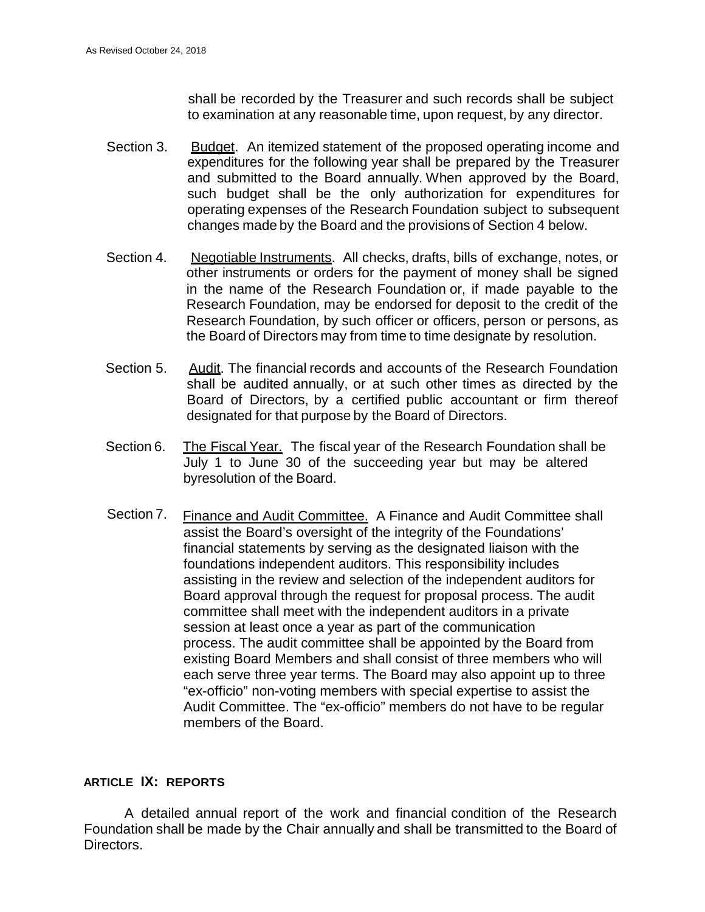shall be recorded by the Treasurer and such records shall be subject to examination at any reasonable time, upon request, by any director.

Section 3. Budget. An itemized statement of the proposed operating income and expenditures for the following year shall be prepared by the Treasurer and submitted to the Board annually. When approved by the Board, such budget shall be the only authorization for expenditures for operating expenses of the Research Foundation subject to subsequent changes made by the Board and the provisions of Section 4 below.

Section 4. Negotiable Instruments. All checks, drafts, bills of exchange, notes, or other instruments or orders for the payment of money shall be signed in the name of the Research Foundation or, if made payable to the Research Foundation, may be endorsed for deposit to the credit of the Research Foundation, by such officer or officers, person or persons, as the Board of Directors may from time to time designate by resolution.

Section 5. Audit. The financial records and accounts of the Research Foundation shall be audited annually, or at such other times as directed by the Board of Directors, by a certified public accountant or firm thereof designated for that purpose by the Board of Directors.

Section 6. The Fiscal Year. The fiscal year of the Research Foundation shall be July 1 to June 30 of the succeeding year but may be altered byresolution of the Board.

Section 7. Finance and Audit Committee. A Finance and Audit Committee shall assist the Board's oversight of the integrity of the Foundations' financial statements by serving as the designated liaison with the foundations independent auditors. This responsibility includes assisting in the review and selection of the independent auditors for Board approval through the request for proposal process. The audit committee shall meet with the independent auditors in a private session at least once a year as part of the communication process. The audit committee shall be appointed by the Board from existing Board Members and shall consist of three members who will each serve three year terms. The Board may also appoint up to three "ex-officio" non-voting members with special expertise to assist the Audit Committee. The "ex-officio" members do not have to be regular members of the Board.

## ARTICLE IX: REPORTS

A detailed annual report of the work and financial condition of the Research Foundation shall be made by the Chair annually and shall be transmitted to the Board of Directors.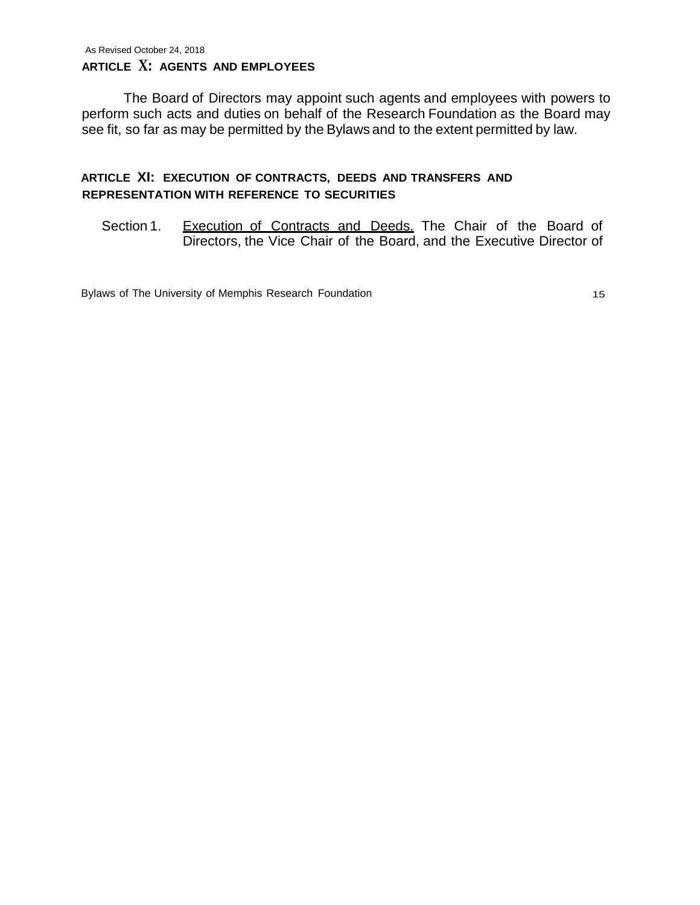## ARTICLE X: AGENTS AND EMPLOYEES

The Board of Directors may appoint such agents and employees with powers to perform such acts and duties on behalf of the Research Foundation as the Board may see fit, so far as may be permitted by the Bylaws and to the extent permitted by law.

## ARTICLE XI: EXECUTION OF CONTRACTS, DEEDS AND TRANSFERS AND REPRESENTATION WITH REFERENCE TO SECURITIES

Section 1. Execution of Contracts and Deeds. The Chair of the Board of Directors, the Vice Chair of the Board, and the Executive Director of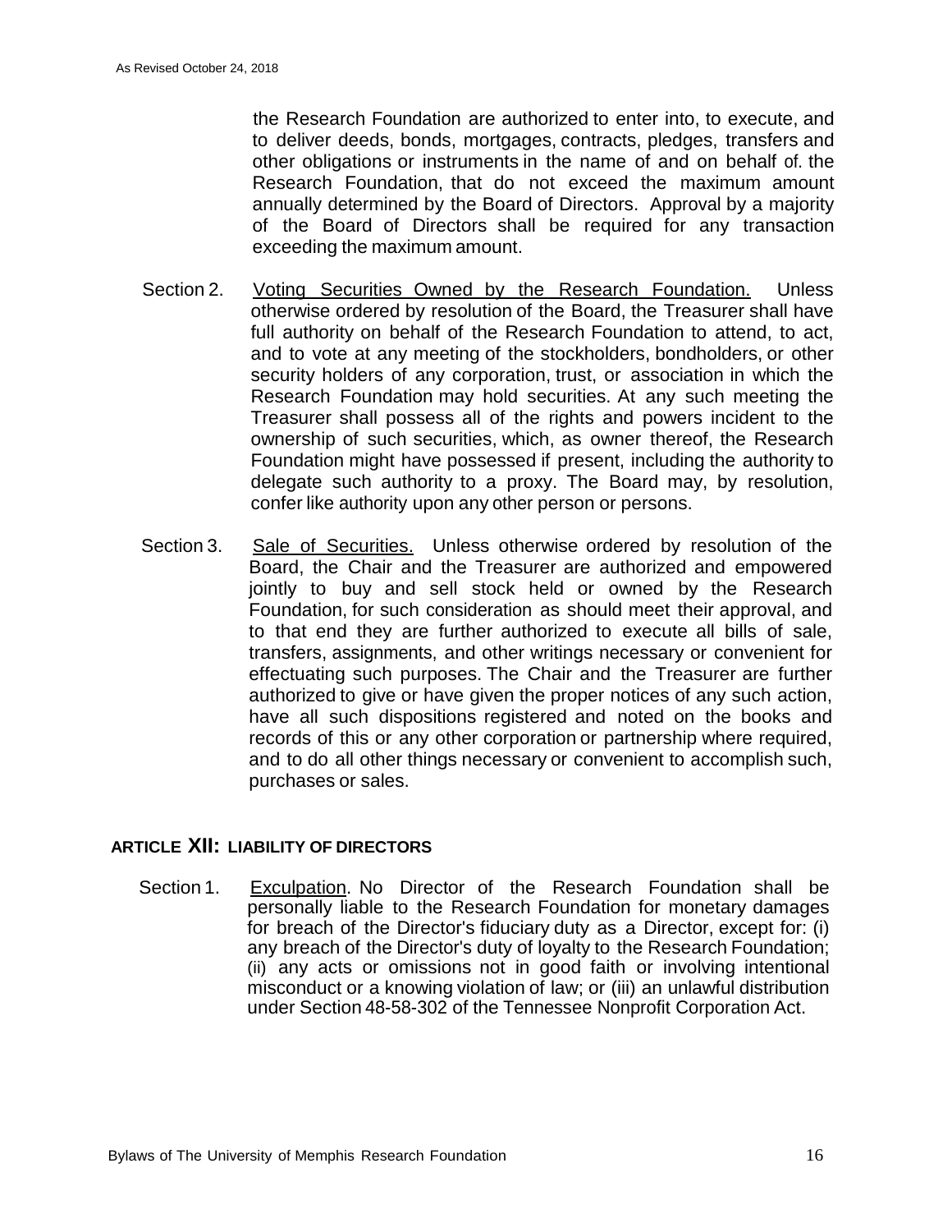the Research Foundation are authorized to enter into, to execute, and to deliver deeds, bonds, mortgages, contracts, pledges, transfers and other obligations or instruments in the name of and on behalf of the Research Foundation, that do not exceed the maximum amount annually determined by the Board of Directors. Approval by a majority of the Board of Directors shall be required for any transaction exceeding the maximum amount.

Section 2. Voting Securities Owned by the Research Foundation. Unless otherwise ordered by resolution of the Board, the Treasurer shall have full authority on behalf of the Research Foundation to attend, to act, and to vote at any meeting of the stockholders, bondholders, or other security holders of any corporation, trust, or association in which the Research Foundation may hold securities. At any such meeting the Treasurer shall possess all of the rights and powers incident to the ownership of such securities, which, as owner thereof, the Research Foundation might have possessed if present, including the authority to delegate such authority to a proxy. The Board may, by resolution, confer like authority upon any other person or persons.

Section 3. Sale of Securities. Unless otherwise ordered by resolution of the Board, the Chair and the Treasurer are authorized and empowered jointly to buy and sell stock held or owned by the Research Foundation, for such consideration as should meet their approval, and to that end they are further authorized to execute all bills of sale, transfers, assignments, and other writings necessary or convenient for effectuating such purposes. The Chair and the Treasurer are further authorized to give or have given the proper notices of any such action, have all such dispositions registered and noted on the books and records of this or any other corporation or partnership where required, and to do all other things necessary or convenient to accomplish such, purchases or sales.

## ARTICLE XII: LIABILITY OF DIRECTORS

Section 1. Exculpation. No Director of the Research Foundation shall be personally liable to the Research Foundation for monetary damages for breach of the Director's fiduciary duty as a Director, except for: (i) any breach of the Director's duty of loyalty to the Research Foundation; (ii) any acts or omissions not in good faith or involving intentional misconduct or a knowing violation of law; or (iii) an unlawful distribution under Section 48-58-302 of the Tennessee Nonprofit Corporation Act.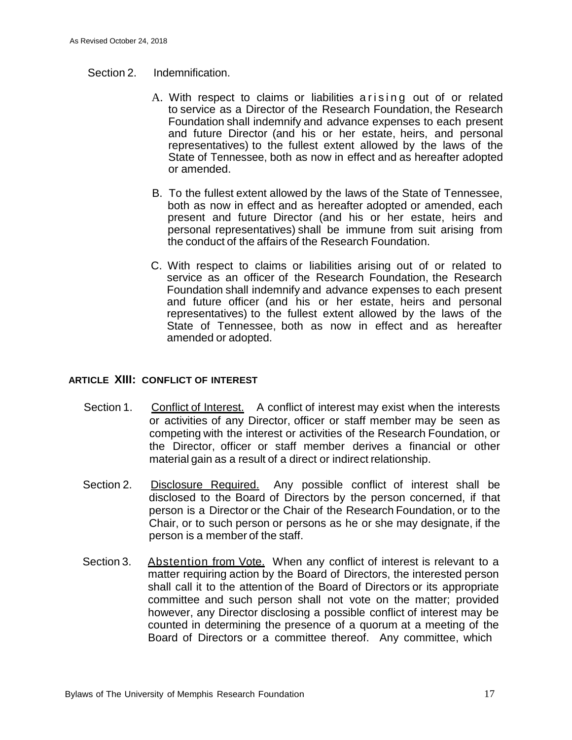Section 2. Indemnification.

A. With respect to claims or liabilities arising out of or related to service as a Director of the Research Foundation, the Research Foundation shall indemnify and advance expenses to each present and future Director (and his or her estate, heirs, and personal representatives) to the fullest extent allowed by the laws of the State of Tennessee, both as now in effect and as hereafter adopted or amended.

B. To the fullest extent allowed by the laws of the State of Tennessee, both as now in effect and as hereafter adopted or amended, each present and future Director (and his or her estate, heirs and personal representatives) shall be immune from suit arising from the conduct of the affairs of the Research Foundation.

C. With respect to claims or liabilities arising out of or related to service as an officer of the Research Foundation, the Research Foundation shall indemnify and advance expenses to each present and future officer (and his or her estate, heirs and personal representatives) to the fullest extent allowed by the laws of the State of Tennessee, both as now in effect and as hereafter amended or adopted.

## ARTICLE XIII: CONFLICT OF INTEREST

Section 1. Conflict of Interest. A conflict of interest may exist when the interests or activities of any Director, officer or staff member may be seen as competing with the interest or activities of the Research Foundation, or the Director, officer or staff member derives a financial or other material gain as a result of a direct or indirect relationship.

Section 2. Disclosure Required. Any possible conflict of interest shall be disclosed to the Board of Directors by the person concerned, if that person is a Director or the Chair of the Research Foundation, or to the Chair, or to such person or persons as he or she may designate, if the person is a member of the staff.

Section 3. Abstention from Vote. When any conflict of interest is relevant to a matter requiring action by the Board of Directors, the interested person shall call it to the attention of the Board of Directors or its appropriate committee and such person shall not vote on the matter; provided however, any Director disclosing a possible conflict of interest may be counted in determining the presence of a quorum at a meeting of the Board of Directors or a committee thereof. Any committee, which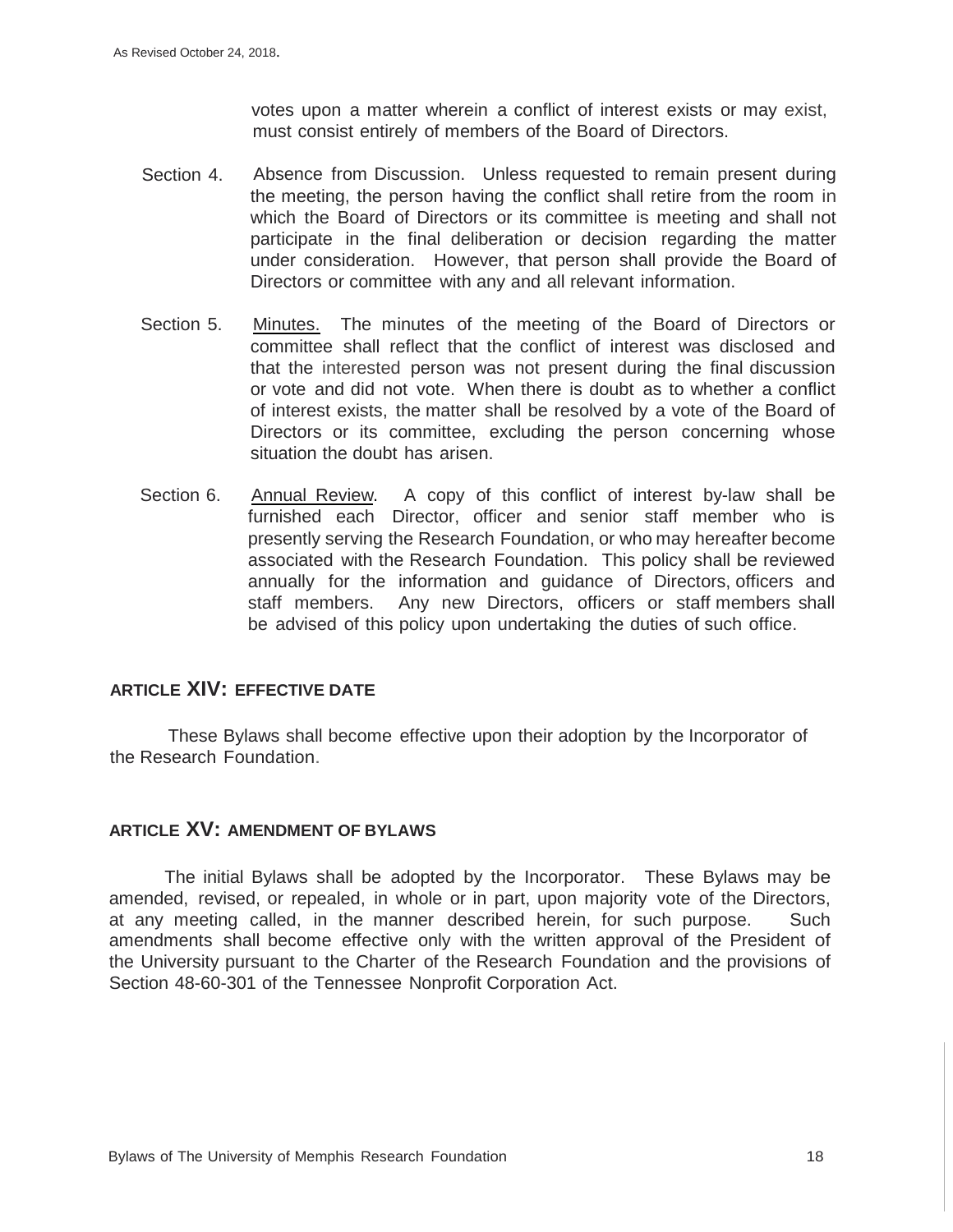votes upon a matter wherein a conflict of interest exists or may exist, must consist entirely of members of the Board of Directors.

Section 4. Absence from Discussion. Unless requested to remain present during the meeting, the person having the conflict shall retire from the room in which the Board of Directors or its committee is meeting and shall not participate in the final deliberation or decision regarding the matter under consideration. However, that person shall provide the Board of Directors or committee with any and all relevant information.

Section 5. Minutes. The minutes of the meeting of the Board of Directors or committee shall reflect that the conflict of interest was disclosed and that the interested person was not present during the final discussion or vote and did not vote. When there is doubt as to whether a conflict of interest exists, the matter shall be resolved by a vote of the Board of Directors or its committee, excluding the person concerning whose situation the doubt has arisen.

Section 6. Annual Review. A copy of this conflict of interest by-law shall be furnished each Director, officer and senior staff member who is presently serving the Research Foundation, or who may hereafter become associated with the Research Foundation. This policy shall be reviewed annually for the information and guidance of Directors, officers and staff members. Any new Directors, officers or staff members shall be advised of this policy upon undertaking the duties of such office.

## ARTICLE XIV: EFFECTIVE DATE

These Bylaws shall become effective upon their adoption by the Incorporator of the Research Foundation.

## ARTICLE XV: AMENDMENT OF BYLAWS

The initial Bylaws shall be adopted by the Incorporator. These Bylaws may be amended, revised, or repealed, in whole or in part, upon majority vote of the Directors, at any meeting called, in the manner described herein, for such purpose. Such amendments shall become effective only with the written approval of the President of the University pursuant to the Charter of the Research Foundation and the provisions of Section 48-60-301 of the Tennessee Nonprofit Corporation Act.